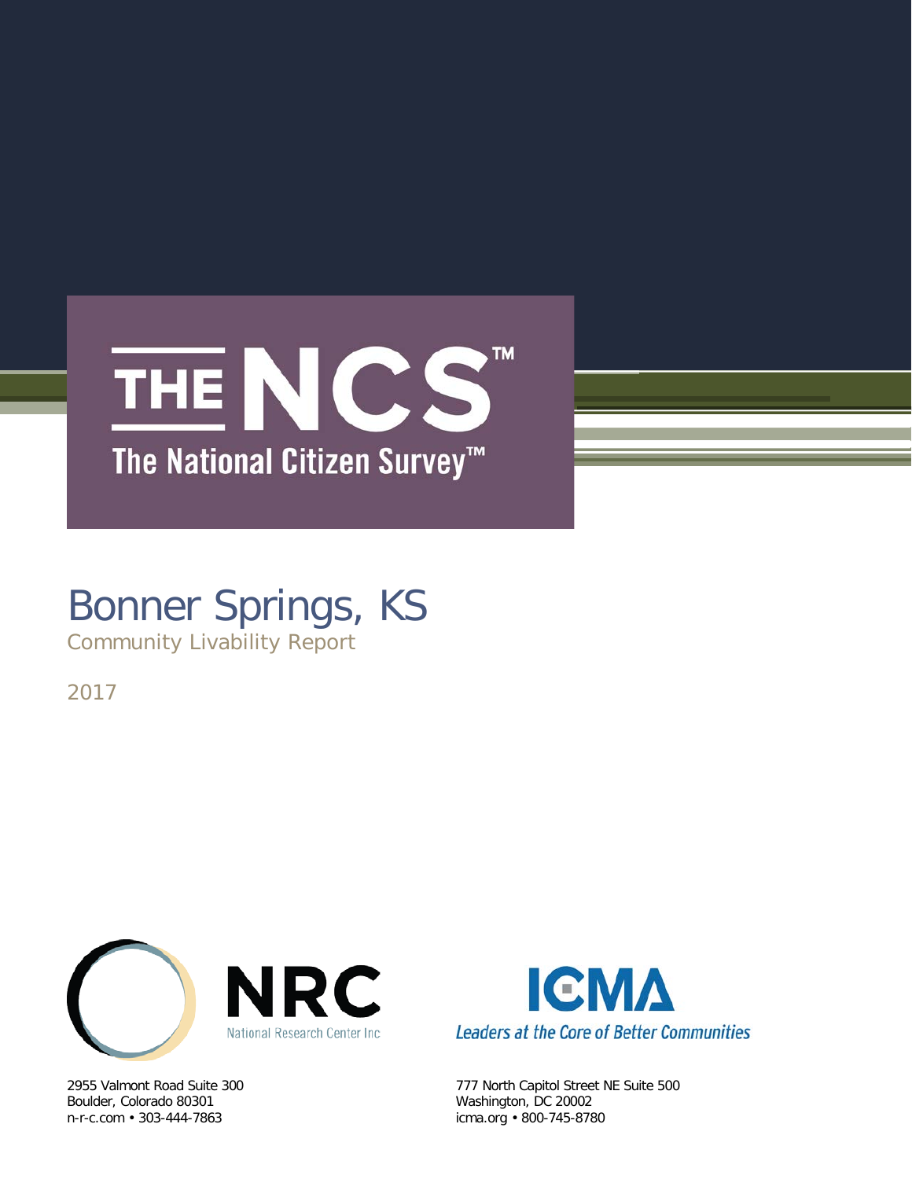# THE NCS™

## The National Citizen Survey™

# Bonner Springs, KS

Community Livability Report

2017

NRC
National Research Center Inc

2955 Valmont Road Suite 300
Boulder, Colorado 80301
n-r-c.com • 303-444-7863

ICMA
Leaders at the Core of Better Communities

777 North Capitol Street NE Suite 500
Washington, DC 20002
icma.org • 800-745-8780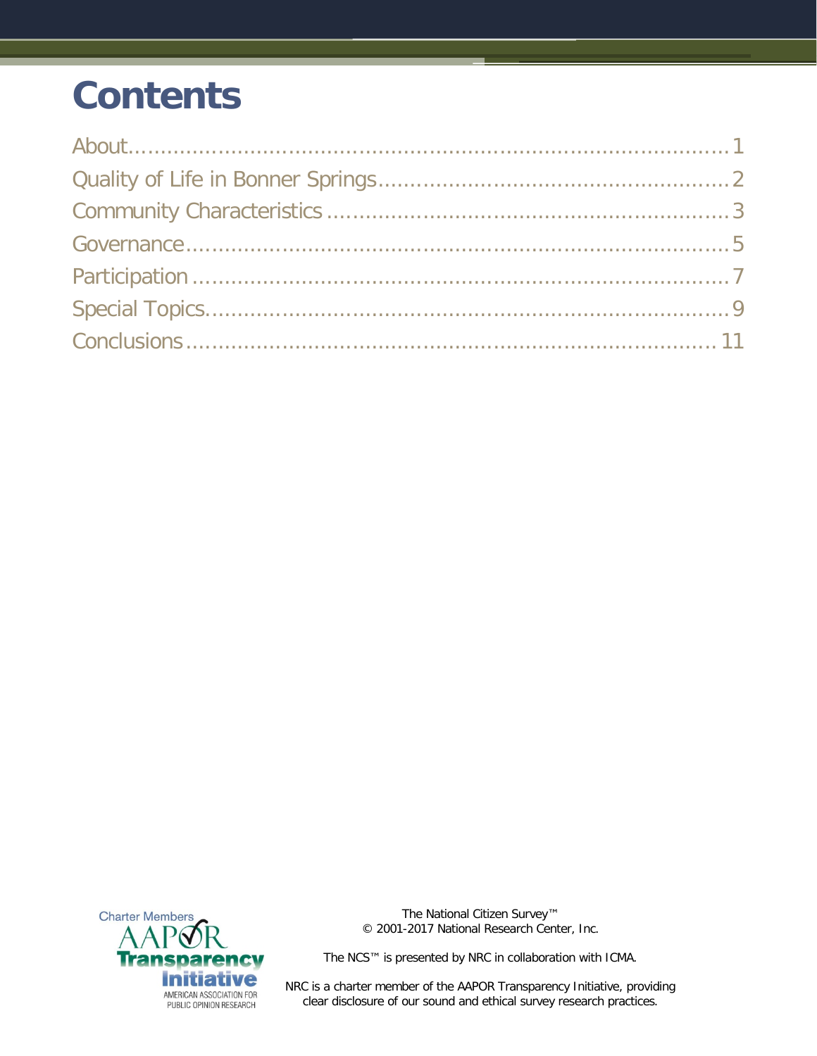# Contents

About....................................................................................1
Quality of Life in Bonner Springs.......................................................2
Community Characteristics...............................................................3
Governance...........................................................................5
Participation..........................................................................7
Special Topics........................................................................9
Conclusions..........................................................................11

Charter Members AAPOR Transparency Initiative AMERICAN ASSOCIATION FOR PUBLIC OPINION RESEARCH

The National Citizen Survey™
© 2001-2017 National Research Center, Inc.

The NCS™ is presented by NRC in collaboration with ICMA.

NRC is a charter member of the AAPOR Transparency Initiative, providing clear disclosure of our sound and ethical survey research practices.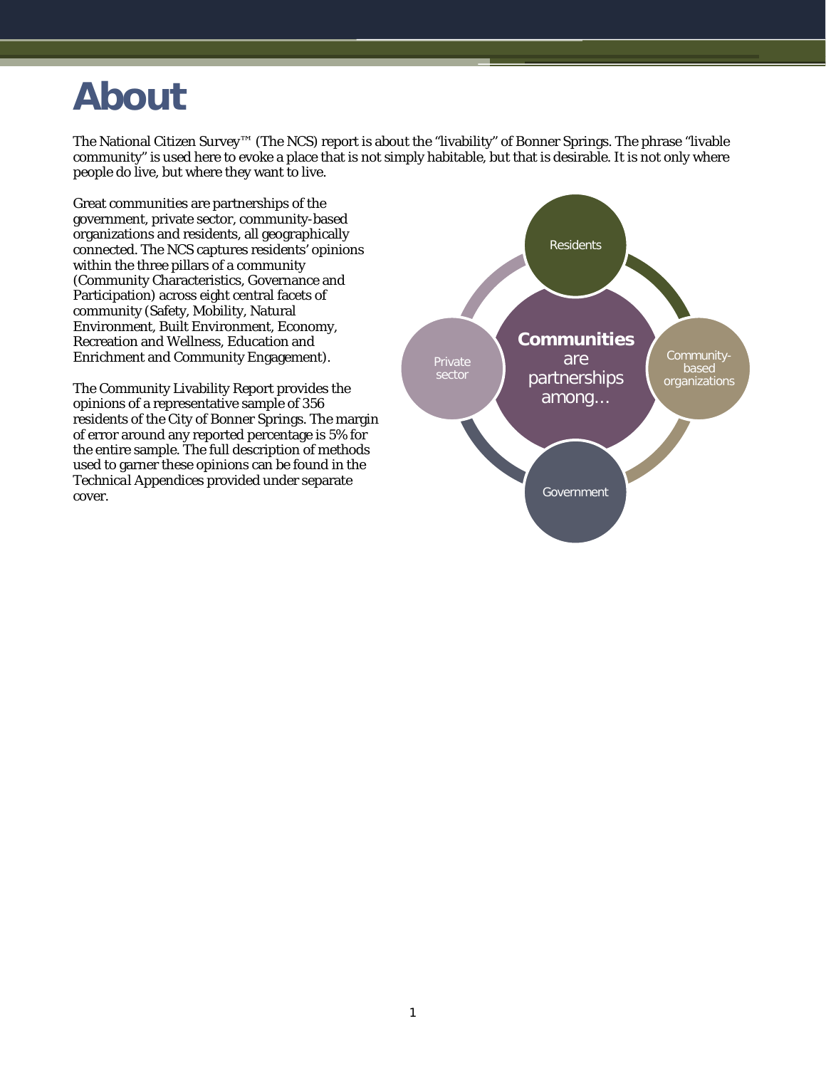# About

The National Citizen Survey™ (The NCS) report is about the "livability" of Bonner Springs. The phrase "livable community" is used here to evoke a place that is not simply habitable, but that is desirable. It is not only where people do live, but where they want to live.

Great communities are partnerships of the government, private sector, community-based organizations and residents, all geographically connected. The NCS captures residents' opinions within the three pillars of a community (Community Characteristics, Governance and Participation) across eight central facets of community (Safety, Mobility, Natural Environment, Built Environment, Economy, Recreation and Wellness, Education and Enrichment and Community Engagement).

The Community Livability Report provides the opinions of a representative sample of 356 residents of the City of Bonner Springs. The margin of error around any reported percentage is 5% for the entire sample. The full description of methods used to garner these opinions can be found in the *Technical Appendices* provided under separate cover.

**Communities** are partnerships among…

- Residents
- Community-based organizations
- Government
- Private sector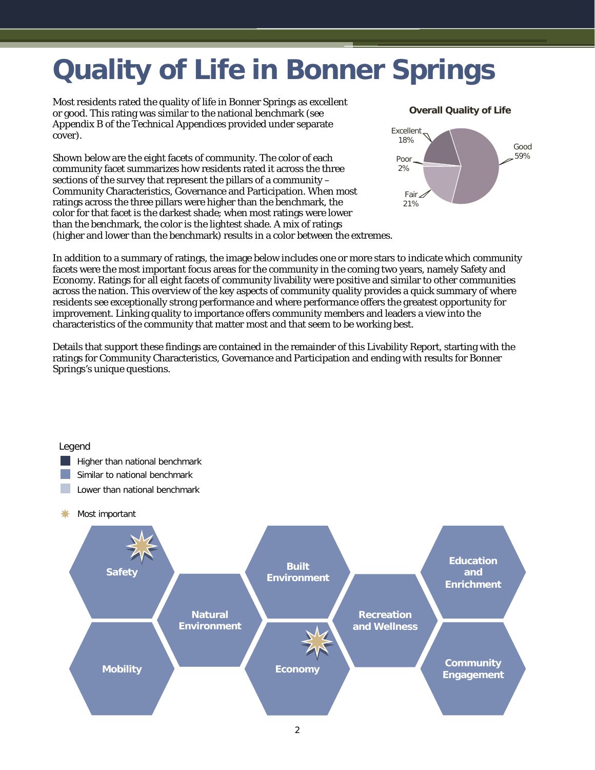# Quality of Life in Bonner Springs

Most residents rated the quality of life in Bonner Springs as excellent or good. This rating was similar to the national benchmark (see Appendix B of the *Technical Appendices* provided under separate cover).

**Overall Quality of Life**

| Rating | Percent |
|---|---|
| Excellent | 18% |
| Good | 59% |
| Fair | 21% |
| Poor | 2% |

Shown below are the eight facets of community. The color of each community facet summarizes how residents rated it across the three sections of the survey that represent the pillars of a community – Community Characteristics, Governance and Participation. When most ratings across the three pillars were higher than the benchmark, the color for that facet is the darkest shade; when most ratings were lower than the benchmark, the color is the lightest shade. A mix of ratings (higher and lower than the benchmark) results in a color between the extremes.

In addition to a summary of ratings, the image below includes one or more stars to indicate which community facets were the most important focus areas for the community in the coming two years, namely Safety and Economy. Ratings for all eight facets of community livability were positive and similar to other communities across the nation. This overview of the key aspects of community quality provides a quick summary of where residents see exceptionally strong performance and where performance offers the greatest opportunity for improvement. Linking quality to importance offers community members and leaders a view into the characteristics of the community that matter most and that seem to be working best.

Details that support these findings are contained in the remainder of this Livability Report, starting with the ratings for Community Characteristics, Governance and Participation and ending with results for Bonner Springs's unique questions.

Legend

- Higher than national benchmark
- Similar to national benchmark
- Lower than national benchmark
- Most important

| Facet | Rating | Most important |
|---|---|---|
| Safety | Similar to national benchmark | ✶ |
| Mobility | Similar to national benchmark | |
| Natural Environment | Similar to national benchmark | |
| Built Environment | Similar to national benchmark | |
| Economy | Similar to national benchmark | ✶ |
| Recreation and Wellness | Similar to national benchmark | |
| Education and Enrichment | Similar to national benchmark | |
| Community Engagement | Similar to national benchmark | |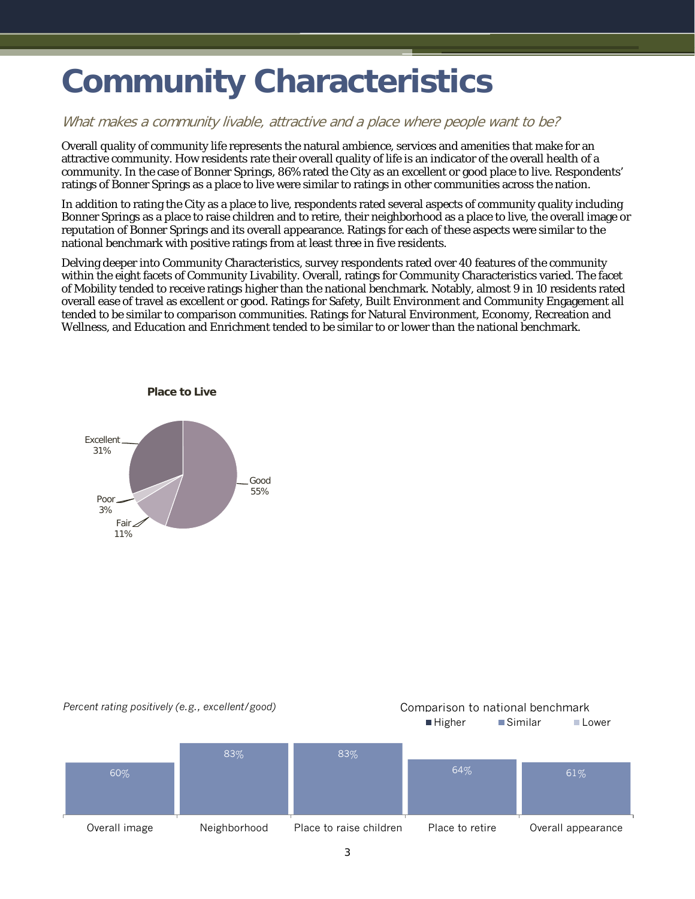# Community Characteristics

*What makes a community livable, attractive and a place where people want to be?*

Overall quality of community life represents the natural ambience, services and amenities that make for an attractive community. How residents rate their overall quality of life is an indicator of the overall health of a community. In the case of Bonner Springs, 86% rated the City as an excellent or good place to live. Respondents' ratings of Bonner Springs as a place to live were similar to ratings in other communities across the nation.

In addition to rating the City as a place to live, respondents rated several aspects of community quality including Bonner Springs as a place to raise children and to retire, their neighborhood as a place to live, the overall image or reputation of Bonner Springs and its overall appearance. Ratings for each of these aspects were similar to the national benchmark with positive ratings from at least three in five residents.

Delving deeper into Community Characteristics, survey respondents rated over 40 features of the community within the eight facets of Community Livability. Overall, ratings for Community Characteristics varied. The facet of Mobility tended to receive ratings higher than the national benchmark. Notably, almost 9 in 10 residents rated overall ease of travel as excellent or good. Ratings for Safety, Built Environment and Community Engagement all tended to be similar to comparison communities. Ratings for Natural Environment, Economy, Recreation and Wellness, and Education and Enrichment tended to be similar to or lower than the national benchmark.

**Place to Live**

| Rating | Percent |
|---|---|
| Excellent | 31% |
| Good | 55% |
| Fair | 11% |
| Poor | 3% |

*Percent rating positively (e.g., excellent/good)*

Comparison to national benchmark: Higher / Similar / Lower

| Aspect | Percent positive | Comparison to national benchmark |
|---|---|---|
| Overall image | 60% | Similar |
| Neighborhood | 83% | Similar |
| Place to raise children | 83% | Similar |
| Place to retire | 64% | Similar |
| Overall appearance | 61% | Similar |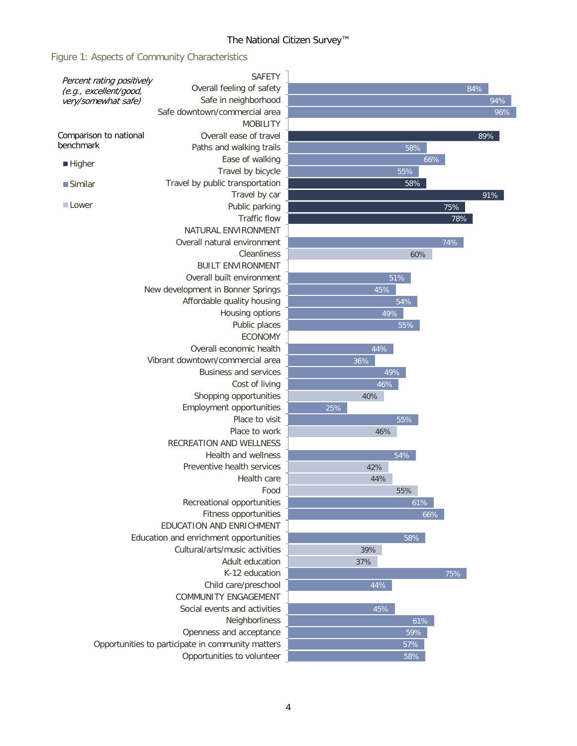## Figure 1: Aspects of Community Characteristics

*Percent rating positively (e.g., excellent/good, very/somewhat safe)*

Comparison to national benchmark: Higher, Similar, Lower

| Category / Item | Percent rating positively | Comparison to national benchmark |
|---|---|---|
| **SAFETY** | | |
| Overall feeling of safety | 84% | Similar |
| Safe in neighborhood | 94% | Similar |
| Safe downtown/commercial area | 96% | Similar |
| **MOBILITY** | | |
| Overall ease of travel | 89% | Higher |
| Paths and walking trails | 58% | Similar |
| Ease of walking | 66% | Similar |
| Travel by bicycle | 55% | Similar |
| Travel by public transportation | 58% | Higher |
| Travel by car | 91% | Higher |
| Public parking | 75% | Higher |
| Traffic flow | 78% | Higher |
| **NATURAL ENVIRONMENT** | | |
| Overall natural environment | 74% | Similar |
| Cleanliness | 60% | Lower |
| **BUILT ENVIRONMENT** | | |
| Overall built environment | 51% | Similar |
| New development in Bonner Springs | 45% | Similar |
| Affordable quality housing | 54% | Similar |
| Housing options | 49% | Similar |
| Public places | 55% | Similar |
| **ECONOMY** | | |
| Overall economic health | 44% | Similar |
| Vibrant downtown/commercial area | 36% | Similar |
| Business and services | 49% | Similar |
| Cost of living | 46% | Similar |
| Shopping opportunities | 40% | Lower |
| Employment opportunities | 25% | Similar |
| Place to visit | 55% | Similar |
| Place to work | 46% | Lower |
| **RECREATION AND WELLNESS** | | |
| Health and wellness | 54% | Similar |
| Preventive health services | 42% | Lower |
| Health care | 44% | Lower |
| Food | 55% | Lower |
| Recreational opportunities | 61% | Similar |
| Fitness opportunities | 66% | Similar |
| **EDUCATION AND ENRICHMENT** | | |
| Education and enrichment opportunities | 58% | Similar |
| Cultural/arts/music activities | 39% | Lower |
| Adult education | 37% | Lower |
| K-12 education | 75% | Similar |
| Child care/preschool | 44% | Similar |
| **COMMUNITY ENGAGEMENT** | | |
| Social events and activities | 45% | Similar |
| Neighborliness | 61% | Similar |
| Openness and acceptance | 59% | Similar |
| Opportunities to participate in community matters | 57% | Similar |
| Opportunities to volunteer | 58% | Similar |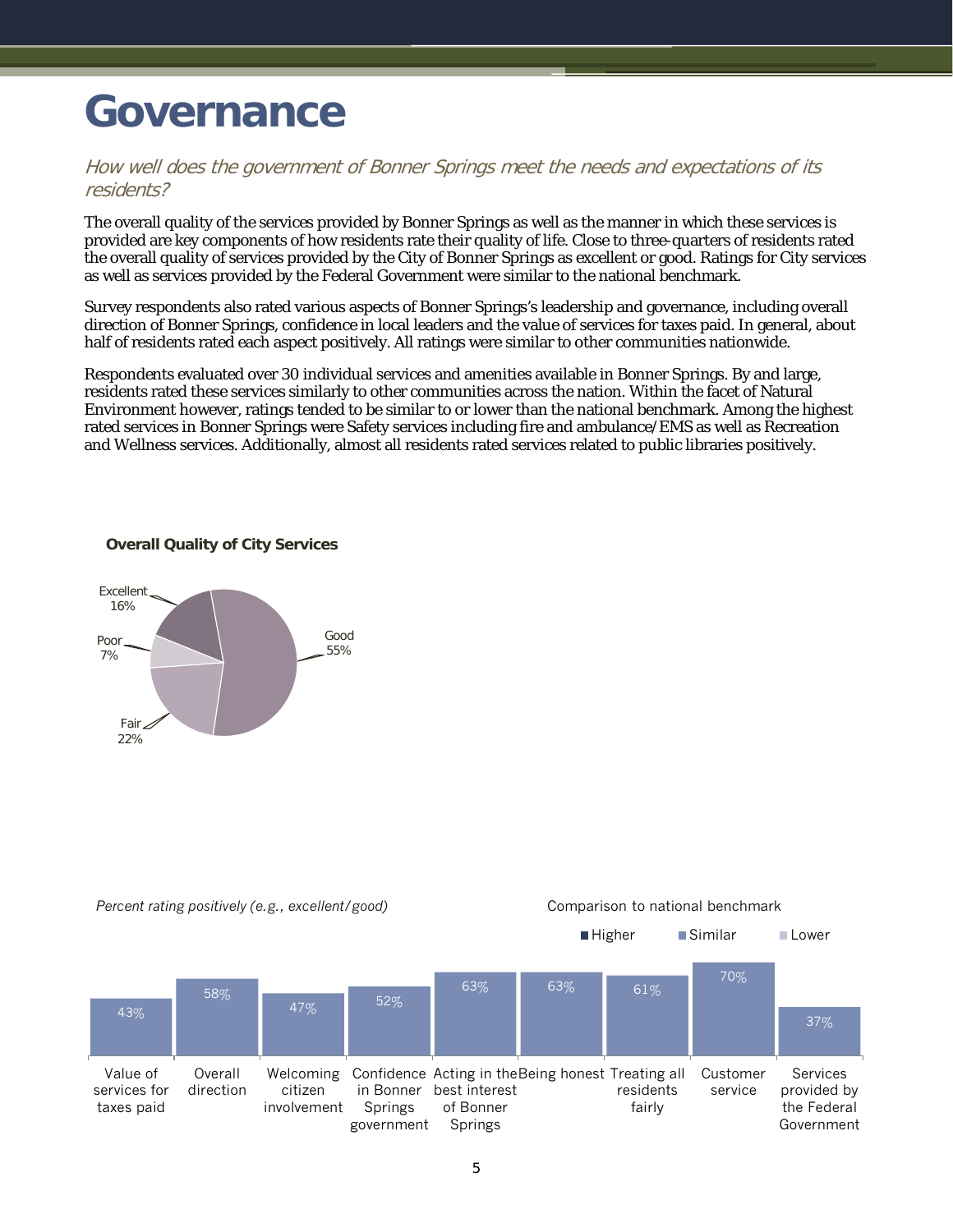# Governance

*How well does the government of Bonner Springs meet the needs and expectations of its residents?*

The overall quality of the services provided by Bonner Springs as well as the manner in which these services is provided are key components of how residents rate their quality of life. Close to three-quarters of residents rated the overall quality of services provided by the City of Bonner Springs as excellent or good. Ratings for City services as well as services provided by the Federal Government were similar to the national benchmark.

Survey respondents also rated various aspects of Bonner Springs's leadership and governance, including overall direction of Bonner Springs, confidence in local leaders and the value of services for taxes paid. In general, about half of residents rated each aspect positively. All ratings were similar to other communities nationwide.

Respondents evaluated over 30 individual services and amenities available in Bonner Springs. By and large, residents rated these services similarly to other communities across the nation. Within the facet of Natural Environment however, ratings tended to be similar to or lower than the national benchmark. Among the highest rated services in Bonner Springs were Safety services including fire and ambulance/EMS as well as Recreation and Wellness services. Additionally, almost all residents rated services related to public libraries positively.

**Overall Quality of City Services**

| Rating | Percent |
|---|---|
| Excellent | 16% |
| Good | 55% |
| Fair | 22% |
| Poor | 7% |

*Percent rating positively (e.g., excellent/good)*

Comparison to national benchmark: Higher / Similar / Lower

| Item | Percent | Comparison |
|---|---|---|
| Value of services for taxes paid | 43% | Similar |
| Overall direction | 58% | Similar |
| Welcoming citizen involvement | 47% | Similar |
| Confidence in Bonner Springs government | 52% | Similar |
| Acting in the best interest of Bonner Springs | 63% | Similar |
| Being honest | 63% | Similar |
| Treating all residents fairly | 61% | Similar |
| Customer service | 70% | Similar |
| Services provided by the Federal Government | 37% | Similar |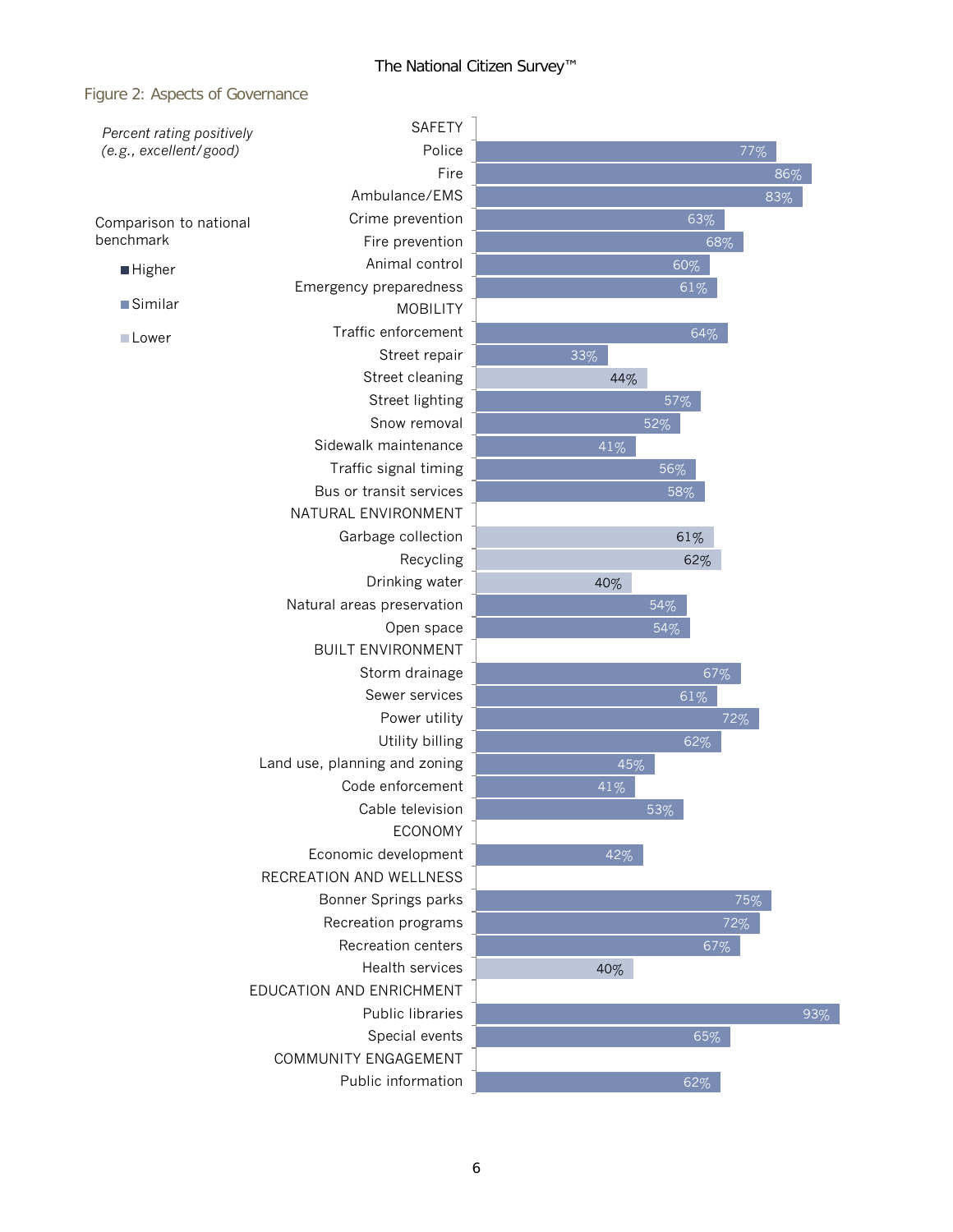## Figure 2: Aspects of Governance

*Percent rating positively (e.g., excellent/good)*

Comparison to national benchmark

- Higher
- Similar
- Lower

| Category | Percent rating positively | Comparison to national benchmark |
|---|---|---|
| **SAFETY** | | |
| Police | 77% | Similar |
| Fire | 86% | Similar |
| Ambulance/EMS | 83% | Similar |
| Crime prevention | 63% | Similar |
| Fire prevention | 68% | Similar |
| Animal control | 60% | Similar |
| Emergency preparedness | 61% | Similar |
| **MOBILITY** | | |
| Traffic enforcement | 64% | Similar |
| Street repair | 33% | Similar |
| Street cleaning | 44% | Lower |
| Street lighting | 57% | Similar |
| Snow removal | 52% | Similar |
| Sidewalk maintenance | 41% | Similar |
| Traffic signal timing | 56% | Similar |
| Bus or transit services | 58% | Similar |
| **NATURAL ENVIRONMENT** | | |
| Garbage collection | 61% | Lower |
| Recycling | 62% | Lower |
| Drinking water | 40% | Lower |
| Natural areas preservation | 54% | Similar |
| Open space | 54% | Similar |
| **BUILT ENVIRONMENT** | | |
| Storm drainage | 67% | Similar |
| Sewer services | 61% | Similar |
| Power utility | 72% | Similar |
| Utility billing | 62% | Similar |
| Land use, planning and zoning | 45% | Similar |
| Code enforcement | 41% | Similar |
| Cable television | 53% | Similar |
| **ECONOMY** | | |
| Economic development | 42% | Similar |
| **RECREATION AND WELLNESS** | | |
| Bonner Springs parks | 75% | Similar |
| Recreation programs | 72% | Similar |
| Recreation centers | 67% | Similar |
| Health services | 40% | Lower |
| **EDUCATION AND ENRICHMENT** | | |
| Public libraries | 93% | Similar |
| Special events | 65% | Similar |
| **COMMUNITY ENGAGEMENT** | | |
| Public information | 62% | Similar |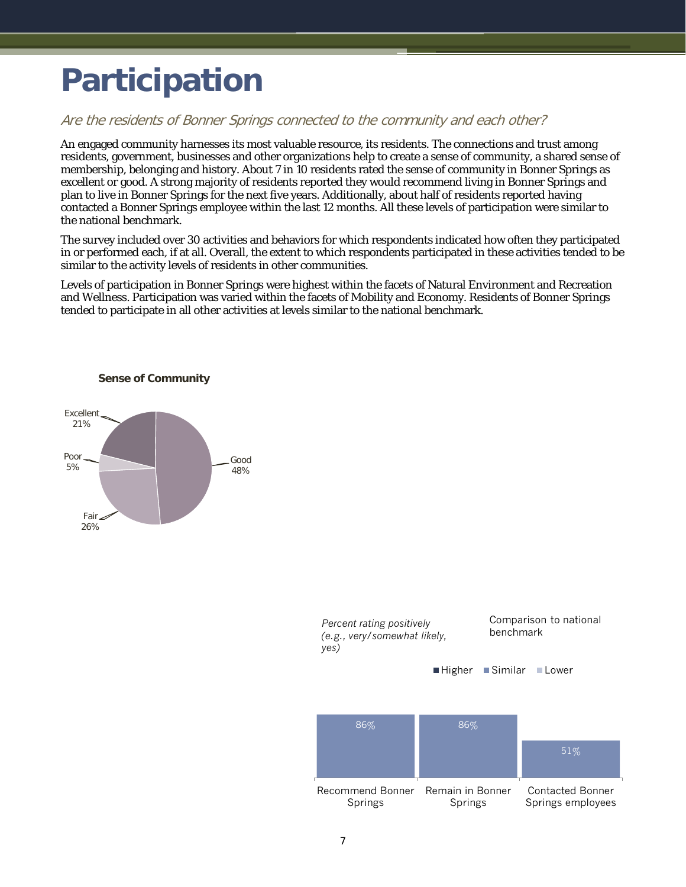# Participation

*Are the residents of Bonner Springs connected to the community and each other?*

An engaged community harnesses its most valuable resource, its residents. The connections and trust among residents, government, businesses and other organizations help to create a sense of community, a shared sense of membership, belonging and history. About 7 in 10 residents rated the sense of community in Bonner Springs as excellent or good. A strong majority of residents reported they would recommend living in Bonner Springs and plan to live in Bonner Springs for the next five years. Additionally, about half of residents reported having contacted a Bonner Springs employee within the last 12 months. All these levels of participation were similar to the national benchmark.

The survey included over 30 activities and behaviors for which respondents indicated how often they participated in or performed each, if at all. Overall, the extent to which respondents participated in these activities tended to be similar to the activity levels of residents in other communities.

Levels of participation in Bonner Springs were highest within the facets of Natural Environment and Recreation and Wellness. Participation was varied within the facets of Mobility and Economy. Residents of Bonner Springs tended to participate in all other activities at levels similar to the national benchmark.

**Sense of Community**

| Rating | Percent |
|---|---|
| Excellent | 21% |
| Good | 48% |
| Fair | 26% |
| Poor | 5% |

*Percent rating positively (e.g., very/somewhat likely, yes)*

Comparison to national benchmark: Higher / Similar / Lower

| Item | Percent | Comparison to national benchmark |
|---|---|---|
| Recommend Bonner Springs | 86% | Similar |
| Remain in Bonner Springs | 86% | Similar |
| Contacted Bonner Springs employees | 51% | Similar |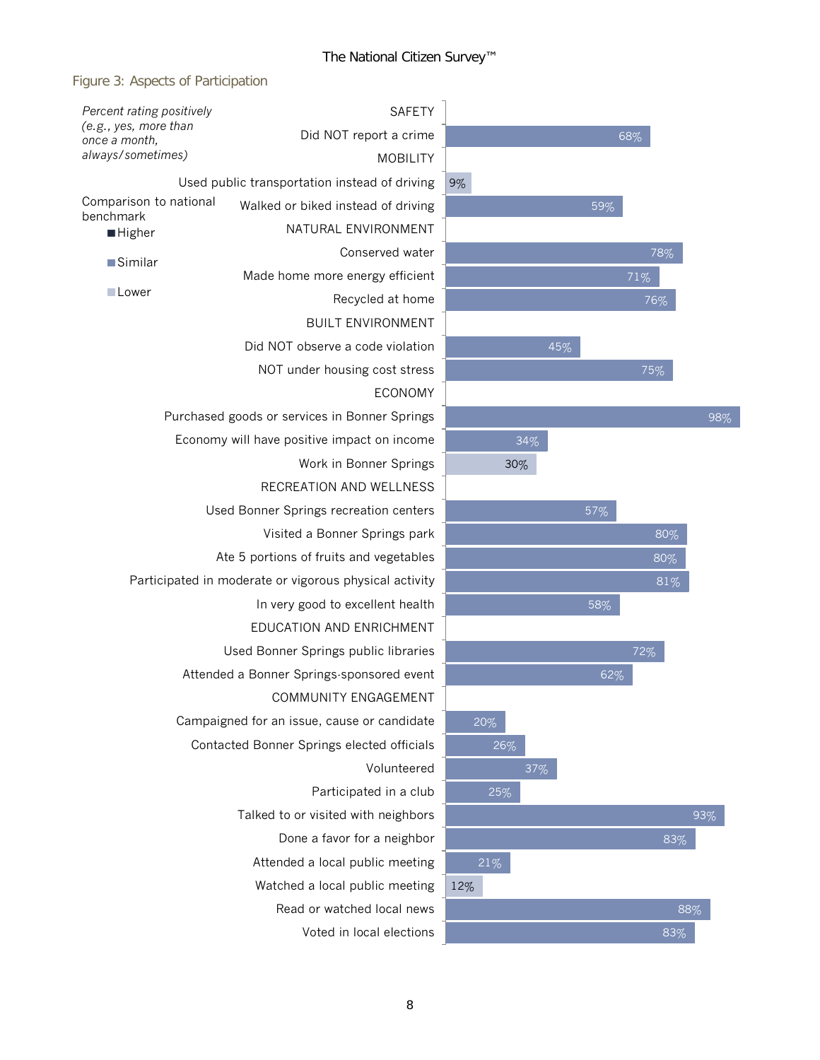## Figure 3: Aspects of Participation

*Percent rating positively (e.g., yes, more than once a month, always/sometimes)*

Comparison to national benchmark: Higher / Similar / Lower

| Category / Item | Percent | Comparison to national benchmark |
|---|---|---|
| **SAFETY** | | |
| Did NOT report a crime | 68% | Similar |
| **MOBILITY** | | |
| Used public transportation instead of driving | 9% | Lower |
| Walked or biked instead of driving | 59% | Similar |
| **NATURAL ENVIRONMENT** | | |
| Conserved water | 78% | Similar |
| Made home more energy efficient | 71% | Similar |
| Recycled at home | 76% | Similar |
| **BUILT ENVIRONMENT** | | |
| Did NOT observe a code violation | 45% | Similar |
| NOT under housing cost stress | 75% | Similar |
| **ECONOMY** | | |
| Purchased goods or services in Bonner Springs | 98% | Similar |
| Economy will have positive impact on income | 34% | Similar |
| Work in Bonner Springs | 30% | Lower |
| **RECREATION AND WELLNESS** | | |
| Used Bonner Springs recreation centers | 57% | Similar |
| Visited a Bonner Springs park | 80% | Similar |
| Ate 5 portions of fruits and vegetables | 80% | Similar |
| Participated in moderate or vigorous physical activity | 81% | Similar |
| In very good to excellent health | 58% | Similar |
| **EDUCATION AND ENRICHMENT** | | |
| Used Bonner Springs public libraries | 72% | Similar |
| Attended a Bonner Springs-sponsored event | 62% | Similar |
| **COMMUNITY ENGAGEMENT** | | |
| Campaigned for an issue, cause or candidate | 20% | Similar |
| Contacted Bonner Springs elected officials | 26% | Similar |
| Volunteered | 37% | Similar |
| Participated in a club | 25% | Similar |
| Talked to or visited with neighbors | 93% | Similar |
| Done a favor for a neighbor | 83% | Similar |
| Attended a local public meeting | 21% | Similar |
| Watched a local public meeting | 12% | Lower |
| Read or watched local news | 88% | Similar |
| Voted in local elections | 83% | Similar |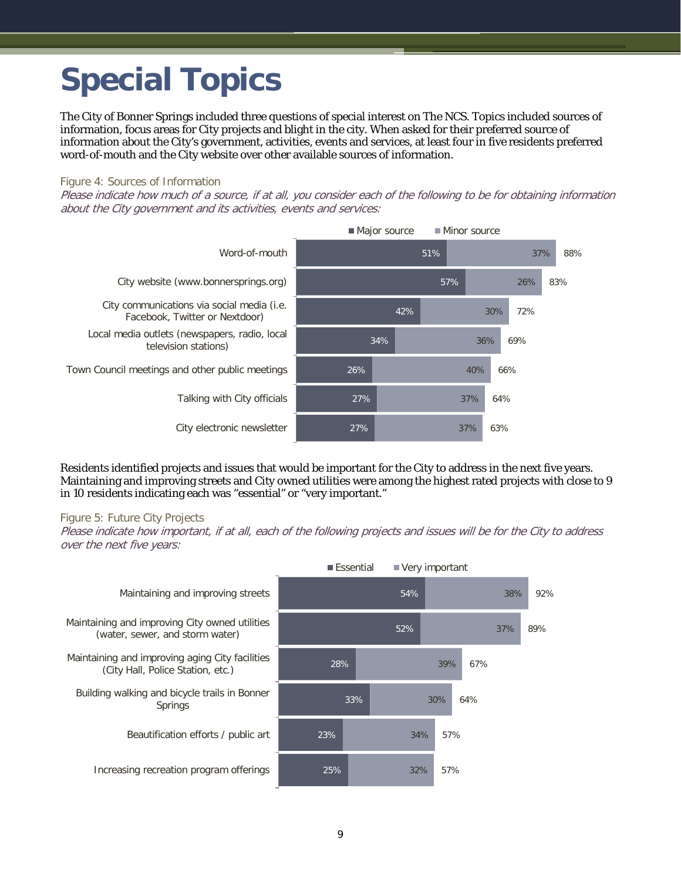# Special Topics

The City of Bonner Springs included three questions of special interest on The NCS. Topics included sources of information, focus areas for City projects and blight in the city. When asked for their preferred source of information about the City's government, activities, events and services, at least four in five residents preferred word-of-mouth and the City website over other available sources of information.

Figure 4: Sources of Information

*Please indicate how much of a source, if at all, you consider each of the following to be for obtaining information about the City government and its activities, events and services:*

| Source | Major source | Minor source | Total |
|---|---|---|---|
| Word-of-mouth | 51% | 37% | 88% |
| City website (www.bonnersprings.org) | 57% | 26% | 83% |
| City communications via social media (i.e. Facebook, Twitter or Nextdoor) | 42% | 30% | 72% |
| Local media outlets (newspapers, radio, local television stations) | 34% | 36% | 69% |
| Town Council meetings and other public meetings | 26% | 40% | 66% |
| Talking with City officials | 27% | 37% | 64% |
| City electronic newsletter | 27% | 37% | 63% |

Residents identified projects and issues that would be important for the City to address in the next five years. Maintaining and improving streets and City owned utilities were among the highest rated projects with close to 9 in 10 residents indicating each was "essential" or "very important."

Figure 5: Future City Projects

*Please indicate how important, if at all, each of the following projects and issues will be for the City to address over the next five years:*

| Project | Essential | Very important | Total |
|---|---|---|---|
| Maintaining and improving streets | 54% | 38% | 92% |
| Maintaining and improving City owned utilities (water, sewer, and storm water) | 52% | 37% | 89% |
| Maintaining and improving aging City facilities (City Hall, Police Station, etc.) | 28% | 39% | 67% |
| Building walking and bicycle trails in Bonner Springs | 33% | 30% | 64% |
| Beautification efforts / public art | 23% | 34% | 57% |
| Increasing recreation program offerings | 25% | 32% | 57% |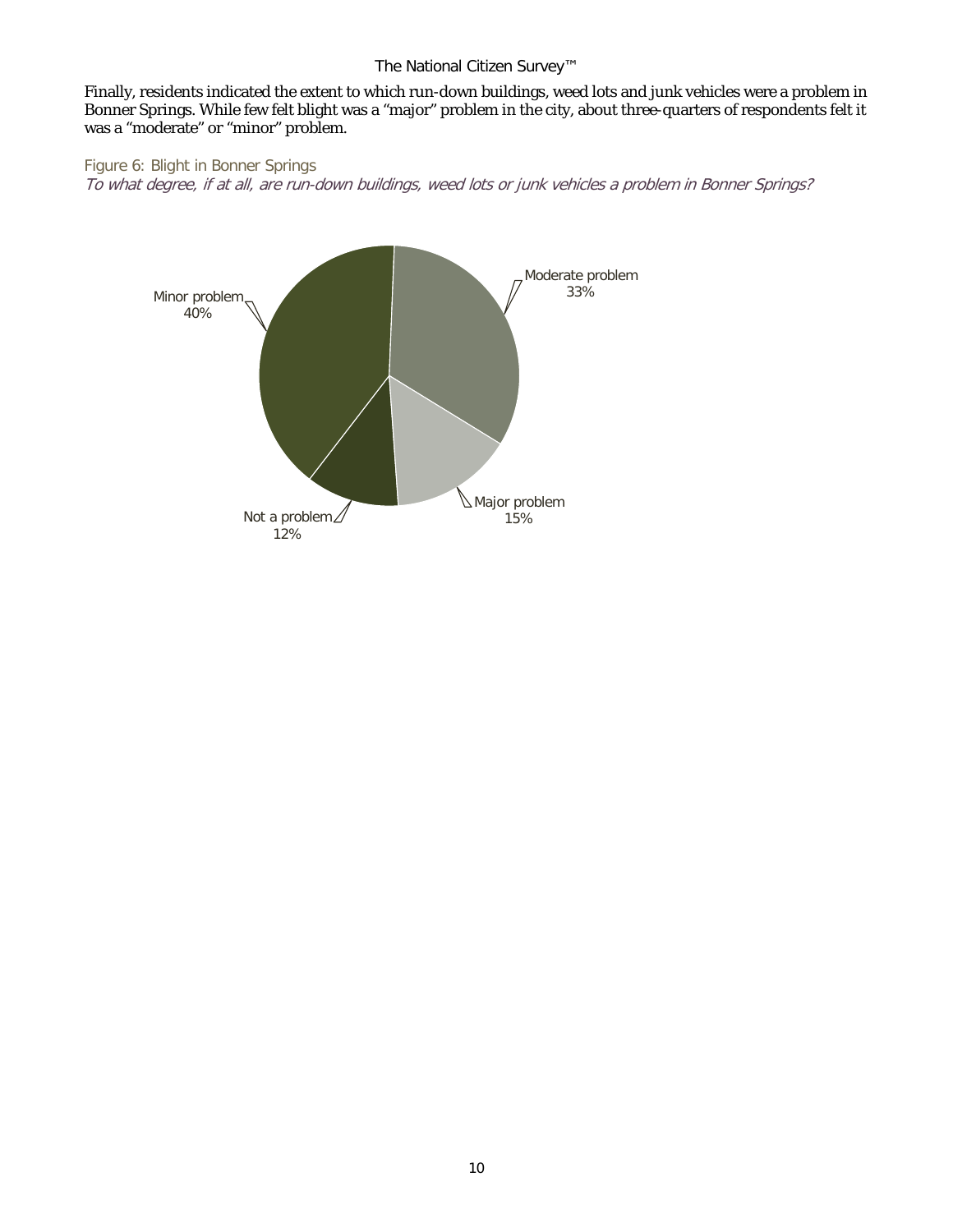Finally, residents indicated the extent to which run-down buildings, weed lots and junk vehicles were a problem in Bonner Springs. While few felt blight was a “major” problem in the city, about three-quarters of respondents felt it was a “moderate” or “minor” problem.

Figure 6: Blight in Bonner Springs

*To what degree, if at all, are run-down buildings, weed lots or junk vehicles a problem in Bonner Springs?*

| Response | Percent |
|---|---|
| Major problem | 15% |
| Moderate problem | 33% |
| Minor problem | 40% |
| Not a problem | 12% |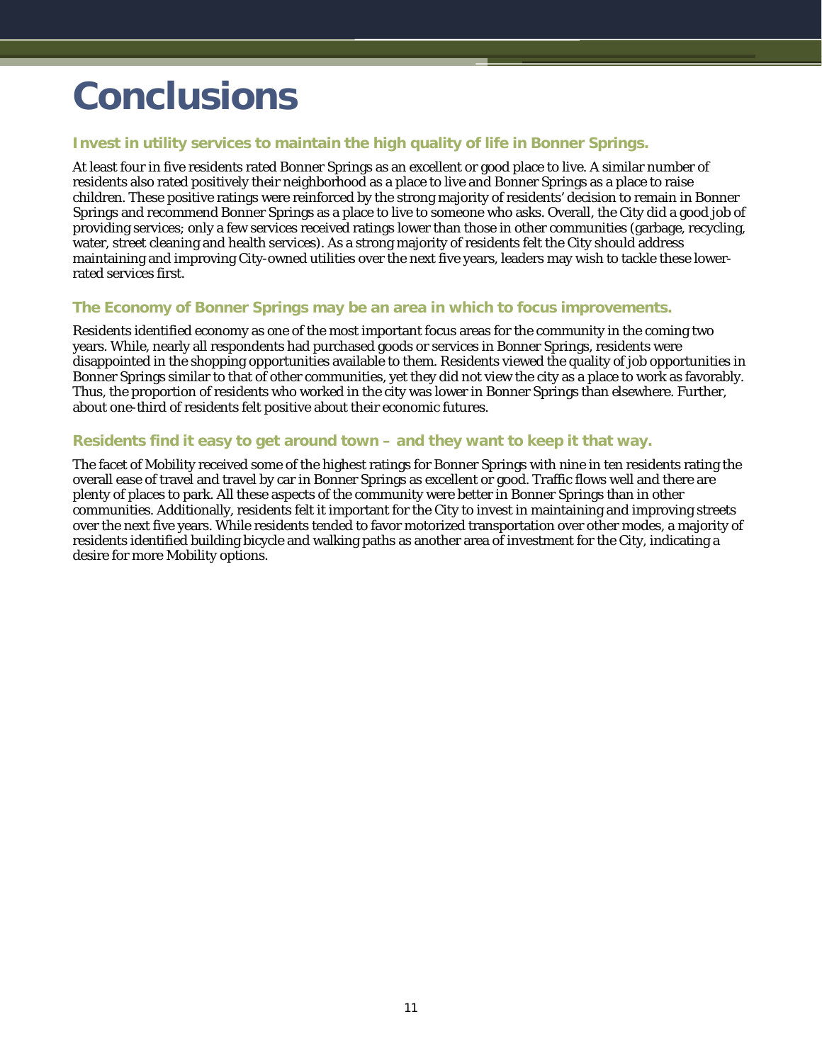# Conclusions

### Invest in utility services to maintain the high quality of life in Bonner Springs.

At least four in five residents rated Bonner Springs as an excellent or good place to live. A similar number of residents also rated positively their neighborhood as a place to live and Bonner Springs as a place to raise children. These positive ratings were reinforced by the strong majority of residents' decision to remain in Bonner Springs and recommend Bonner Springs as a place to live to someone who asks. Overall, the City did a good job of providing services; only a few services received ratings lower than those in other communities (garbage, recycling, water, street cleaning and health services). As a strong majority of residents felt the City should address maintaining and improving City-owned utilities over the next five years, leaders may wish to tackle these lower-rated services first.

### The Economy of Bonner Springs may be an area in which to focus improvements.

Residents identified economy as one of the most important focus areas for the community in the coming two years. While, nearly all respondents had purchased goods or services in Bonner Springs, residents were disappointed in the shopping opportunities available to them. Residents viewed the quality of job opportunities in Bonner Springs similar to that of other communities, yet they did not view the city as a place to work as favorably. Thus, the proportion of residents who worked in the city was lower in Bonner Springs than elsewhere. Further, about one-third of residents felt positive about their economic futures.

### Residents find it easy to get around town – and they want to keep it that way.

The facet of Mobility received some of the highest ratings for Bonner Springs with nine in ten residents rating the overall ease of travel and travel by car in Bonner Springs as excellent or good. Traffic flows well and there are plenty of places to park. All these aspects of the community were better in Bonner Springs than in other communities. Additionally, residents felt it important for the City to invest in maintaining and improving streets over the next five years. While residents tended to favor motorized transportation over other modes, a majority of residents identified building bicycle and walking paths as another area of investment for the City, indicating a desire for more Mobility options.